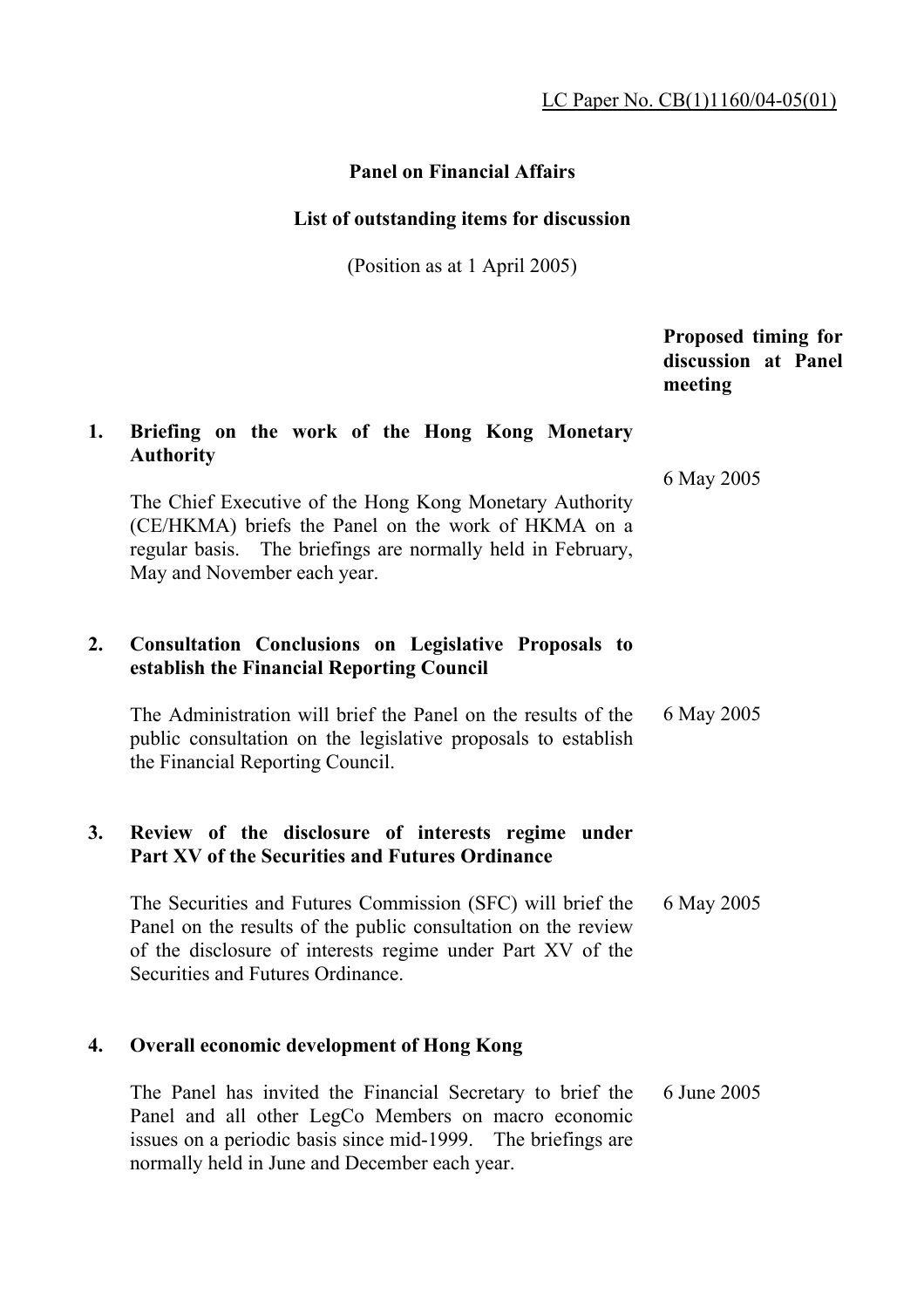LC Paper No. CB(1)1160/04-05(01)

**Panel on Financial Affairs**

**List of outstanding items for discussion**

(Position as at 1 April 2005)

| | | Proposed timing for discussion at Panel meeting |
|---|---|---|
| **1.** | **Briefing on the work of the Hong Kong Monetary Authority**<br><br>The Chief Executive of the Hong Kong Monetary Authority (CE/HKMA) briefs the Panel on the work of HKMA on a regular basis. The briefings are normally held in February, May and November each year. | 6 May 2005 |
| **2.** | **Consultation Conclusions on Legislative Proposals to establish the Financial Reporting Council**<br><br>The Administration will brief the Panel on the results of the public consultation on the legislative proposals to establish the Financial Reporting Council. | 6 May 2005 |
| **3.** | **Review of the disclosure of interests regime under Part XV of the Securities and Futures Ordinance**<br><br>The Securities and Futures Commission (SFC) will brief the Panel on the results of the public consultation on the review of the disclosure of interests regime under Part XV of the Securities and Futures Ordinance. | 6 May 2005 |
| **4.** | **Overall economic development of Hong Kong**<br><br>The Panel has invited the Financial Secretary to brief the Panel and all other LegCo Members on macro economic issues on a periodic basis since mid-1999. The briefings are normally held in June and December each year. | 6 June 2005 |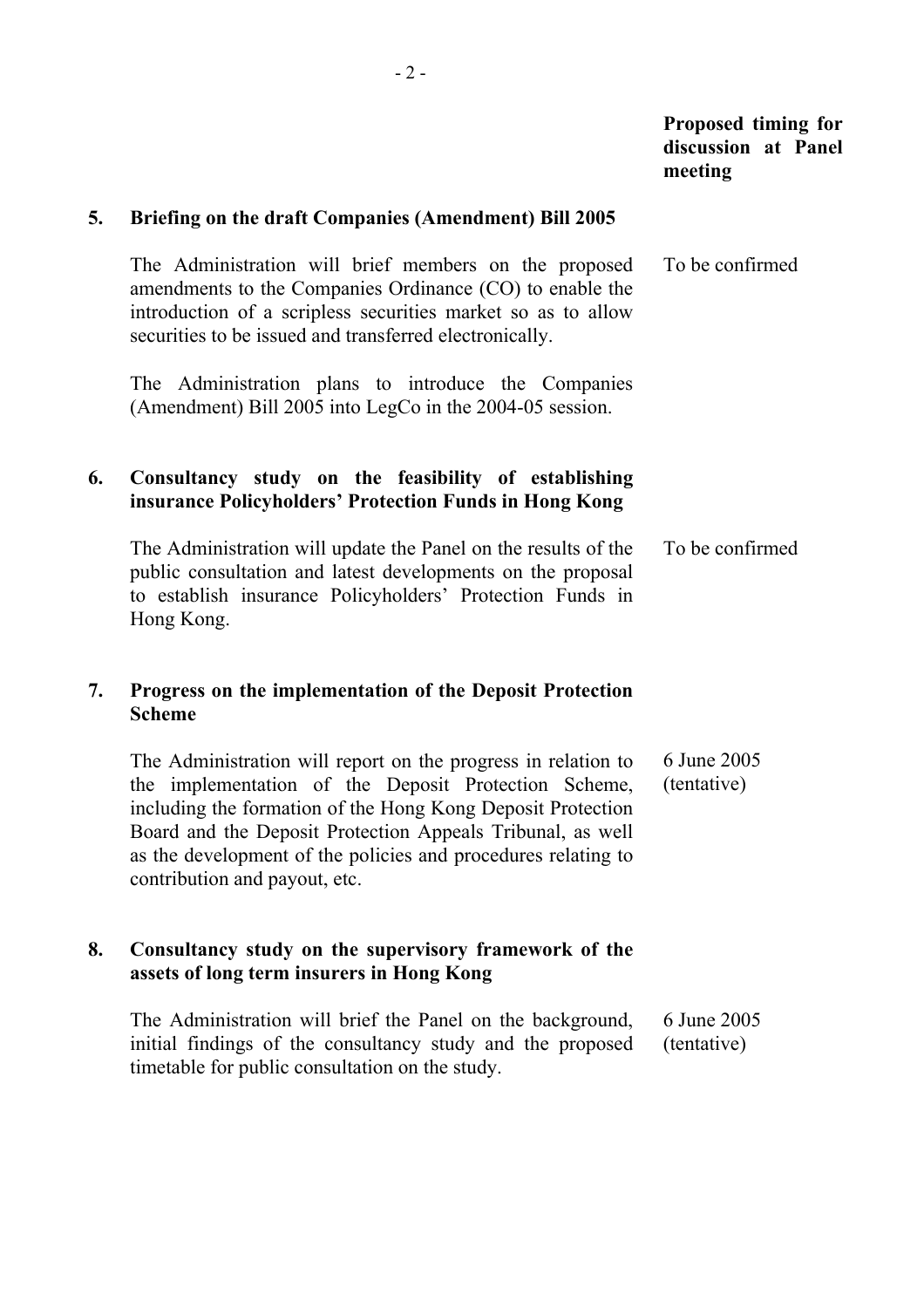**Proposed timing for discussion at Panel meeting**

**5. Briefing on the draft Companies (Amendment) Bill 2005**

The Administration will brief members on the proposed amendments to the Companies Ordinance (CO) to enable the introduction of a scripless securities market so as to allow securities to be issued and transferred electronically. — To be confirmed

The Administration plans to introduce the Companies (Amendment) Bill 2005 into LegCo in the 2004-05 session.

**6. Consultancy study on the feasibility of establishing insurance Policyholders' Protection Funds in Hong Kong**

The Administration will update the Panel on the results of the public consultation and latest developments on the proposal to establish insurance Policyholders' Protection Funds in Hong Kong. — To be confirmed

**7. Progress on the implementation of the Deposit Protection Scheme**

The Administration will report on the progress in relation to the implementation of the Deposit Protection Scheme, including the formation of the Hong Kong Deposit Protection Board and the Deposit Protection Appeals Tribunal, as well as the development of the policies and procedures relating to contribution and payout, etc. — 6 June 2005 (tentative)

**8. Consultancy study on the supervisory framework of the assets of long term insurers in Hong Kong**

The Administration will brief the Panel on the background, initial findings of the consultancy study and the proposed timetable for public consultation on the study. — 6 June 2005 (tentative)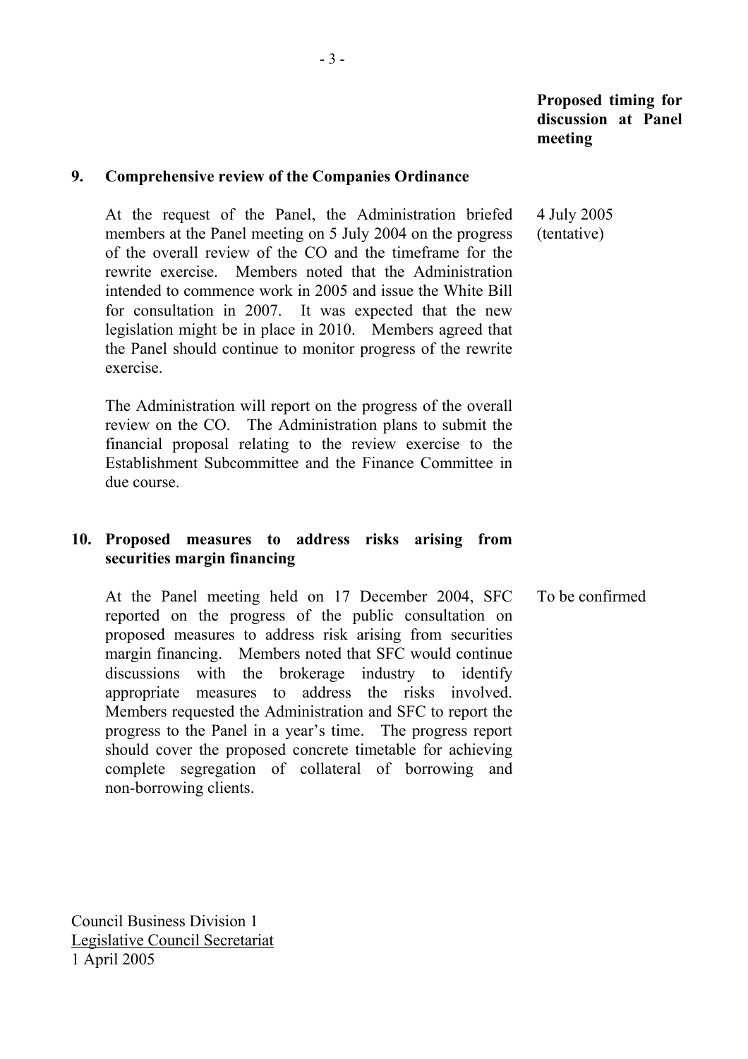**Proposed timing for discussion at Panel meeting**

**9. Comprehensive review of the Companies Ordinance**

At the request of the Panel, the Administration briefed members at the Panel meeting on 5 July 2004 on the progress of the overall review of the CO and the timeframe for the rewrite exercise. Members noted that the Administration intended to commence work in 2005 and issue the White Bill for consultation in 2007. It was expected that the new legislation might be in place in 2010. Members agreed that the Panel should continue to monitor progress of the rewrite exercise.

*Proposed timing:* 4 July 2005 (tentative)

The Administration will report on the progress of the overall review on the CO. The Administration plans to submit the financial proposal relating to the review exercise to the Establishment Subcommittee and the Finance Committee in due course.

**10. Proposed measures to address risks arising from securities margin financing**

At the Panel meeting held on 17 December 2004, SFC reported on the progress of the public consultation on proposed measures to address risk arising from securities margin financing. Members noted that SFC would continue discussions with the brokerage industry to identify appropriate measures to address the risks involved. Members requested the Administration and SFC to report the progress to the Panel in a year's time. The progress report should cover the proposed concrete timetable for achieving complete segregation of collateral of borrowing and non-borrowing clients.

*Proposed timing:* To be confirmed

Council Business Division 1
Legislative Council Secretariat
1 April 2005